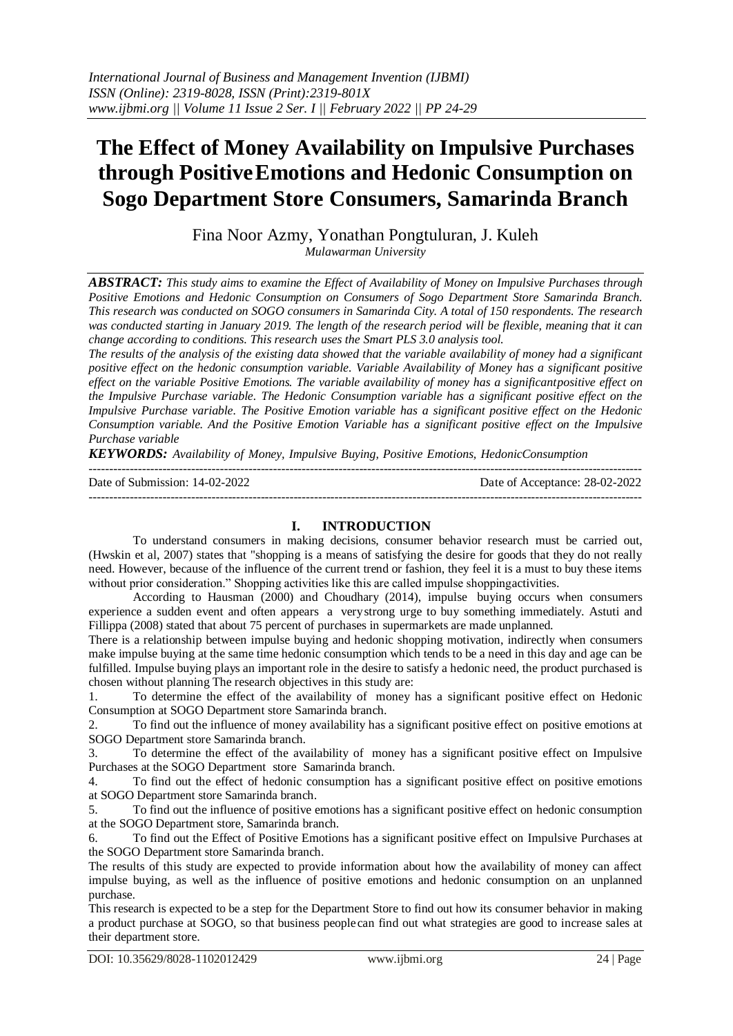# The Effect of Money Availability on Impulsive Purchases through Positive Emotions and Hedonic Consumption on Sogo Department Store Consumers, Samarinda Branch

Fina Noor Azmy, Yonathan Pongtuluran, J. Kuleh

*Mulawarman University*

***ABSTRACT:*** *This study aims to examine the Effect of Availability of Money on Impulsive Purchases through Positive Emotions and Hedonic Consumption on Consumers of Sogo Department Store Samarinda Branch. This research was conducted on SOGO consumers in Samarinda City. A total of 150 respondents. The research was conducted starting in January 2019. The length of the research period will be flexible, meaning that it can change according to conditions. This research uses the Smart PLS 3.0 analysis tool.*

*The results of the analysis of the existing data showed that the variable availability of money had a significant positive effect on the hedonic consumption variable. Variable Availability of Money has a significant positive effect on the variable Positive Emotions. The variable availability of money has a significantpositive effect on the Impulsive Purchase variable. The Hedonic Consumption variable has a significant positive effect on the Impulsive Purchase variable. The Positive Emotion variable has a significant positive effect on the Hedonic Consumption variable. And the Positive Emotion Variable has a significant positive effect on the Impulsive Purchase variable*

***KEYWORDS:*** *Availability of Money, Impulsive Buying, Positive Emotions, HedonicConsumption*

Date of Submission: 14-02-2022 | Date of Acceptance: 28-02-2022

## I. INTRODUCTION

To understand consumers in making decisions, consumer behavior research must be carried out, (Hwskin et al, 2007) states that "shopping is a means of satisfying the desire for goods that they do not really need. However, because of the influence of the current trend or fashion, they feel it is a must to buy these items without prior consideration." Shopping activities like this are called impulse shoppingactivities.

According to Hausman (2000) and Choudhary (2014), impulse buying occurs when consumers experience a sudden event and often appears a verystrong urge to buy something immediately. Astuti and Fillippa (2008) stated that about 75 percent of purchases in supermarkets are made unplanned.

There is a relationship between impulse buying and hedonic shopping motivation, indirectly when consumers make impulse buying at the same time hedonic consumption which tends to be a need in this day and age can be fulfilled. Impulse buying plays an important role in the desire to satisfy a hedonic need, the product purchased is chosen without planning The research objectives in this study are:

1. To determine the effect of the availability of money has a significant positive effect on Hedonic Consumption at SOGO Department store Samarinda branch.
2. To find out the influence of money availability has a significant positive effect on positive emotions at SOGO Department store Samarinda branch.
3. To determine the effect of the availability of money has a significant positive effect on Impulsive Purchases at the SOGO Department store Samarinda branch.
4. To find out the effect of hedonic consumption has a significant positive effect on positive emotions at SOGO Department store Samarinda branch.
5. To find out the influence of positive emotions has a significant positive effect on hedonic consumption at the SOGO Department store, Samarinda branch.
6. To find out the Effect of Positive Emotions has a significant positive effect on Impulsive Purchases at the SOGO Department store Samarinda branch.

The results of this study are expected to provide information about how the availability of money can affect impulse buying, as well as the influence of positive emotions and hedonic consumption on an unplanned purchase.

This research is expected to be a step for the Department Store to find out how its consumer behavior in making a product purchase at SOGO, so that business peoplecan find out what strategies are good to increase sales at their department store.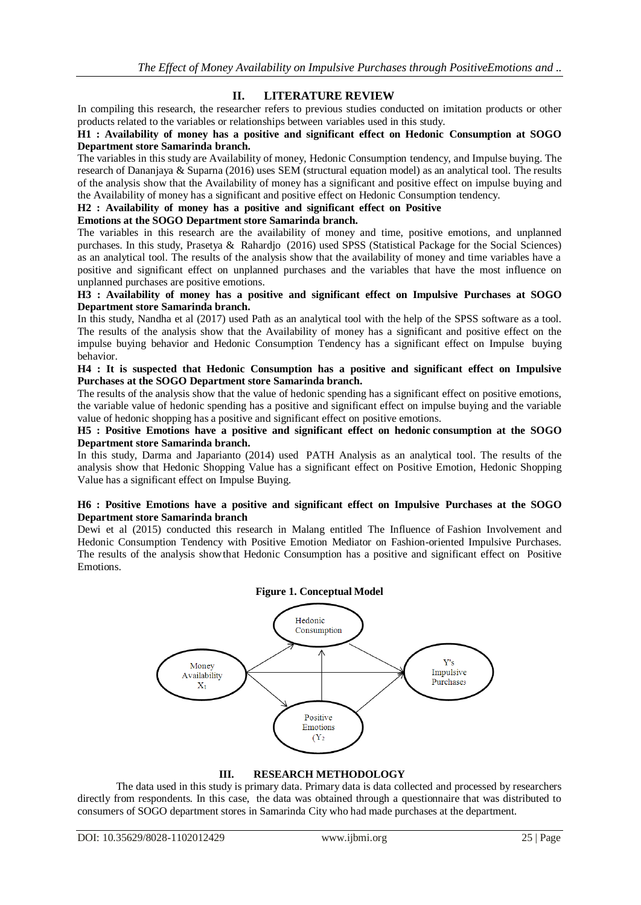## II. LITERATURE REVIEW

In compiling this research, the researcher refers to previous studies conducted on imitation products or other products related to the variables or relationships between variables used in this study.

**H1 : Availability of money has a positive and significant effect on Hedonic Consumption at SOGO Department store Samarinda branch.**

The variables in this study are Availability of money, Hedonic Consumption tendency, and Impulse buying. The research of Dananjaya & Suparna (2016) uses SEM (structural equation model) as an analytical tool. The results of the analysis show that the Availability of money has a significant and positive effect on impulse buying and the Availability of money has a significant and positive effect on Hedonic Consumption tendency.

**H2 : Availability of money has a positive and significant effect on Positive Emotions at the SOGO Department store Samarinda branch.**

The variables in this research are the availability of money and time, positive emotions, and unplanned purchases. In this study, Prasetya & Rahardjo (2016) used SPSS (Statistical Package for the Social Sciences) as an analytical tool. The results of the analysis show that the availability of money and time variables have a positive and significant effect on unplanned purchases and the variables that have the most influence on unplanned purchases are positive emotions.

**H3 : Availability of money has a positive and significant effect on Impulsive Purchases at SOGO Department store Samarinda branch.**

In this study, Nandha et al (2017) used Path as an analytical tool with the help of the SPSS software as a tool. The results of the analysis show that the Availability of money has a significant and positive effect on the impulse buying behavior and Hedonic Consumption Tendency has a significant effect on Impulse buying behavior.

**H4 : It is suspected that Hedonic Consumption has a positive and significant effect on Impulsive Purchases at the SOGO Department store Samarinda branch.**

The results of the analysis show that the value of hedonic spending has a significant effect on positive emotions, the variable value of hedonic spending has a positive and significant effect on impulse buying and the variable value of hedonic shopping has a positive and significant effect on positive emotions.

**H5 : Positive Emotions have a positive and significant effect on hedonic consumption at the SOGO Department store Samarinda branch.**

In this study, Darma and Japarianto (2014) used PATH Analysis as an analytical tool. The results of the analysis show that Hedonic Shopping Value has a significant effect on Positive Emotion, Hedonic Shopping Value has a significant effect on Impulse Buying.

**H6 : Positive Emotions have a positive and significant effect on Impulsive Purchases at the SOGO Department store Samarinda branch**

Dewi et al (2015) conducted this research in Malang entitled The Influence of Fashion Involvement and Hedonic Consumption Tendency with Positive Emotion Mediator on Fashion-oriented Impulsive Purchases. The results of the analysis show that Hedonic Consumption has a positive and significant effect on Positive Emotions.

**Figure 1. Conceptual Model**

Hedonic Consumption

Money Availability $X_1$

Y's Impulsive Purchases

Positive Emotions ($Y_2$

## III. RESEARCH METHODOLOGY

The data used in this study is primary data. Primary data is data collected and processed by researchers directly from respondents. In this case, the data was obtained through a questionnaire that was distributed to consumers of SOGO department stores in Samarinda City who had made purchases at the department.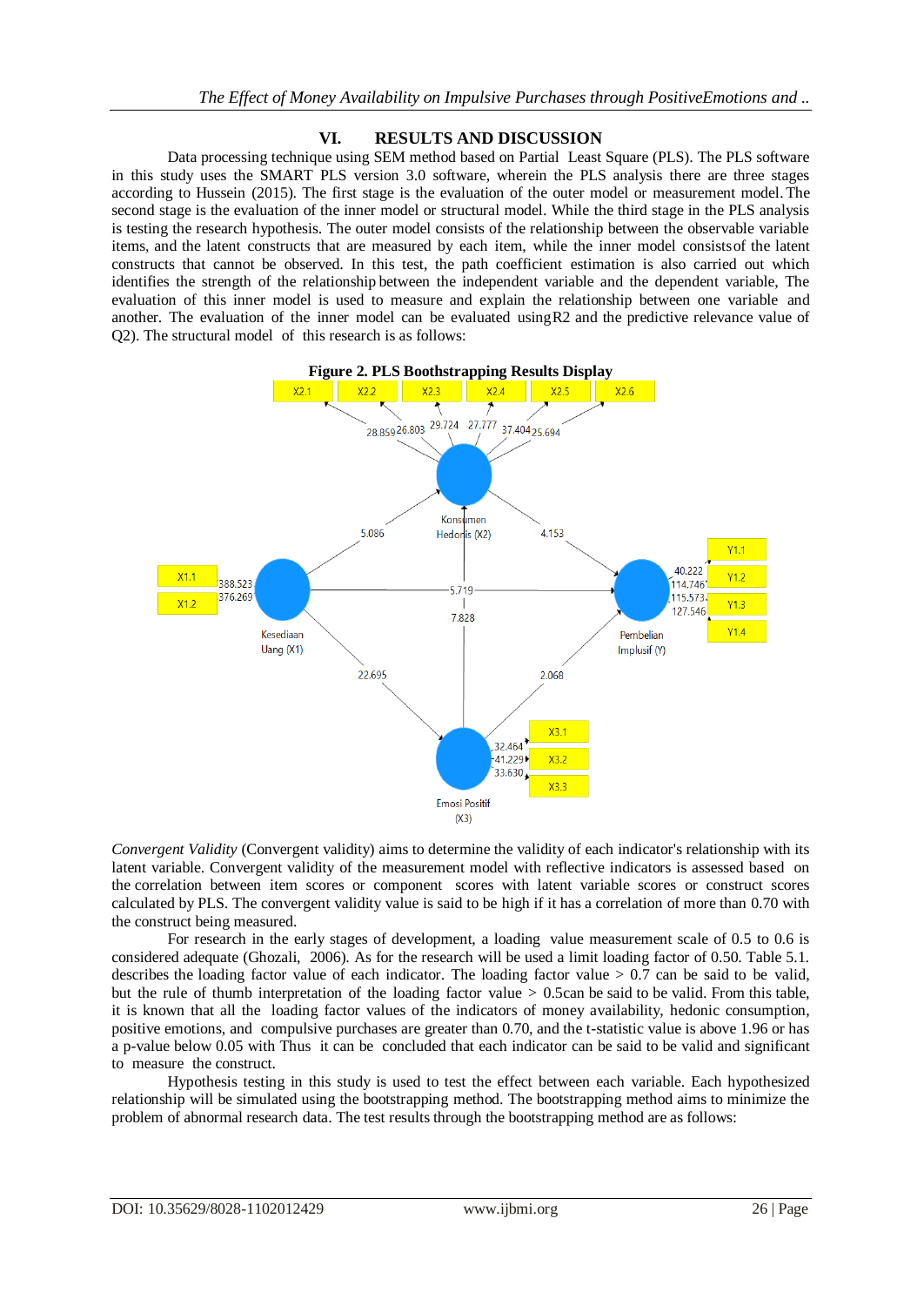## VI. RESULTS AND DISCUSSION

Data processing technique using SEM method based on Partial Least Square (PLS). The PLS software in this study uses the SMART PLS version 3.0 software, wherein the PLS analysis there are three stages according to Hussein (2015). The first stage is the evaluation of the outer model or measurement model. The second stage is the evaluation of the inner model or structural model. While the third stage in the PLS analysis is testing the research hypothesis. The outer model consists of the relationship between the observable variable items, and the latent constructs that are measured by each item, while the inner model consistsof the latent constructs that cannot be observed. In this test, the path coefficient estimation is also carried out which identifies the strength of the relationship between the independent variable and the dependent variable, The evaluation of this inner model is used to measure and explain the relationship between one variable and another. The evaluation of the inner model can be evaluated using $R^2$ and the predictive relevance value of $Q^2$). The structural model of this research is as follows:

**Figure 2. PLS Boothstrapping Results Display**

*Convergent Validity* (Convergent validity) aims to determine the validity of each indicator's relationship with its latent variable. Convergent validity of the measurement model with reflective indicators is assessed based on the correlation between item scores or component scores with latent variable scores or construct scores calculated by PLS. The convergent validity value is said to be high if it has a correlation of more than 0.70 with the construct being measured.

For research in the early stages of development, a loading value measurement scale of 0.5 to 0.6 is considered adequate (Ghozali, 2006). As for the research will be used a limit loading factor of 0.50. Table 5.1. describes the loading factor value of each indicator. The loading factor value > 0.7 can be said to be valid, but the rule of thumb interpretation of the loading factor value > 0.5can be said to be valid. From this table, it is known that all the loading factor values of the indicators of money availability, hedonic consumption, positive emotions, and compulsive purchases are greater than 0.70, and the t-statistic value is above 1.96 or has a p-value below 0.05 with Thus it can be concluded that each indicator can be said to be valid and significant to measure the construct.

Hypothesis testing in this study is used to test the effect between each variable. Each hypothesized relationship will be simulated using the bootstrapping method. The bootstrapping method aims to minimize the problem of abnormal research data. The test results through the bootstrapping method are as follows: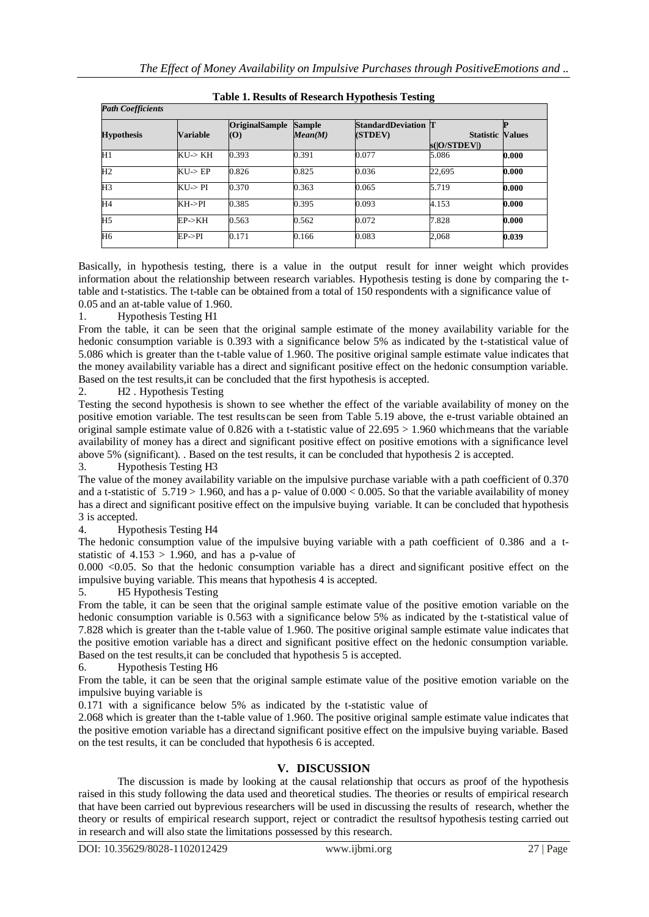**Table 1. Results of Research Hypothesis Testing**

*Path Coefficients*

| Hypothesis | Variable | OriginalSample (O) | Sample *Mean(M)* | StandardDeviation (STDEV) | T Statistics(\|O/STDEV\|) | P Values |
|---|---|---|---|---|---|---|
| H1 | KU-> KH | 0.393 | 0.391 | 0.077 | 5.086 | **0.000** |
| H2 | KU-> EP | 0.826 | 0.825 | 0.036 | 22,695 | **0.000** |
| H3 | KU-> PI | 0.370 | 0.363 | 0.065 | 5.719 | **0.000** |
| H4 | KH->PI | 0.385 | 0.395 | 0.093 | 4.153 | **0.000** |
| H5 | EP->KH | 0.563 | 0.562 | 0.072 | 7.828 | **0.000** |
| H6 | EP->PI | 0.171 | 0.166 | 0.083 | 2,068 | **0.039** |

Basically, in hypothesis testing, there is a value in the output result for inner weight which provides information about the relationship between research variables. Hypothesis testing is done by comparing the t-table and t-statistics. The t-table can be obtained from a total of 150 respondents with a significance value of 0.05 and an at-table value of 1.960.

1. Hypothesis Testing H1

From the table, it can be seen that the original sample estimate of the money availability variable for the hedonic consumption variable is 0.393 with a significance below 5% as indicated by the t-statistical value of 5.086 which is greater than the t-table value of 1.960. The positive original sample estimate value indicates that the money availability variable has a direct and significant positive effect on the hedonic consumption variable. Based on the test results,it can be concluded that the first hypothesis is accepted.

2. H2 . Hypothesis Testing

Testing the second hypothesis is shown to see whether the effect of the variable availability of money on the positive emotion variable. The test resultscan be seen from Table 5.19 above, the e-trust variable obtained an original sample estimate value of 0.826 with a t-statistic value of $22.695 > 1.960$ whichmeans that the variable availability of money has a direct and significant positive effect on positive emotions with a significance level above 5% (significant). . Based on the test results, it can be concluded that hypothesis 2 is accepted.

3. Hypothesis Testing H3

The value of the money availability variable on the impulsive purchase variable with a path coefficient of 0.370 and a t-statistic of $5.719 > 1.960$, and has a p- value of $0.000 < 0.005$. So that the variable availability of money has a direct and significant positive effect on the impulsive buying variable. It can be concluded that hypothesis 3 is accepted.

4. Hypothesis Testing H4

The hedonic consumption value of the impulsive buying variable with a path coefficient of 0.386 and a t-statistic of $4.153 > 1.960$, and has a p-value of $0.000 < 0.05$. So that the hedonic consumption variable has a direct and significant positive effect on the impulsive buying variable. This means that hypothesis 4 is accepted.

5. H5 Hypothesis Testing

From the table, it can be seen that the original sample estimate value of the positive emotion variable on the hedonic consumption variable is 0.563 with a significance below 5% as indicated by the t-statistical value of 7.828 which is greater than the t-table value of 1.960. The positive original sample estimate value indicates that the positive emotion variable has a direct and significant positive effect on the hedonic consumption variable. Based on the test results,it can be concluded that hypothesis 5 is accepted.

6. Hypothesis Testing H6

From the table, it can be seen that the original sample estimate value of the positive emotion variable on the impulsive buying variable is 0.171 with a significance below 5% as indicated by the t-statistic value of 2.068 which is greater than the t-table value of 1.960. The positive original sample estimate value indicates that the positive emotion variable has a directand significant positive effect on the impulsive buying variable. Based on the test results, it can be concluded that hypothesis 6 is accepted.

## V. DISCUSSION

The discussion is made by looking at the causal relationship that occurs as proof of the hypothesis raised in this study following the data used and theoretical studies. The theories or results of empirical research that have been carried out byprevious researchers will be used in discussing the results of research, whether the theory or results of empirical research support, reject or contradict the resultsof hypothesis testing carried out in research and will also state the limitations possessed by this research.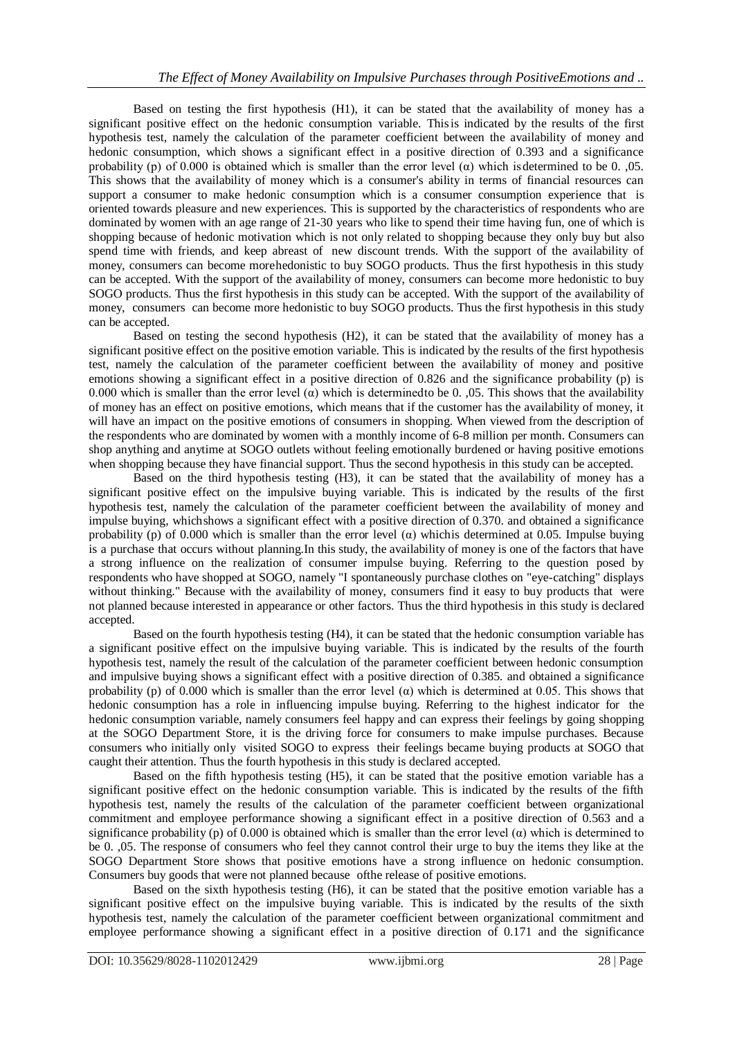Based on testing the first hypothesis (H1), it can be stated that the availability of money has a significant positive effect on the hedonic consumption variable. Thisis indicated by the results of the first hypothesis test, namely the calculation of the parameter coefficient between the availability of money and hedonic consumption, which shows a significant effect in a positive direction of 0.393 and a significance probability (p) of 0.000 is obtained which is smaller than the error level (α) which isdetermined to be 0. ,05. This shows that the availability of money which is a consumer's ability in terms of financial resources can support a consumer to make hedonic consumption which is a consumer consumption experience that is oriented towards pleasure and new experiences. This is supported by the characteristics of respondents who are dominated by women with an age range of 21-30 years who like to spend their time having fun, one of which is shopping because of hedonic motivation which is not only related to shopping because they only buy but also spend time with friends, and keep abreast of new discount trends. With the support of the availability of money, consumers can become morehedonistic to buy SOGO products. Thus the first hypothesis in this study can be accepted. With the support of the availability of money, consumers can become more hedonistic to buy SOGO products. Thus the first hypothesis in this study can be accepted. With the support of the availability of money, consumers can become more hedonistic to buy SOGO products. Thus the first hypothesis in this study can be accepted.

Based on testing the second hypothesis (H2), it can be stated that the availability of money has a significant positive effect on the positive emotion variable. This is indicated by the results of the first hypothesis test, namely the calculation of the parameter coefficient between the availability of money and positive emotions showing a significant effect in a positive direction of 0.826 and the significance probability (p) is 0.000 which is smaller than the error level (α) which is determinedto be 0. ,05. This shows that the availability of money has an effect on positive emotions, which means that if the customer has the availability of money, it will have an impact on the positive emotions of consumers in shopping. When viewed from the description of the respondents who are dominated by women with a monthly income of 6-8 million per month. Consumers can shop anything and anytime at SOGO outlets without feeling emotionally burdened or having positive emotions when shopping because they have financial support. Thus the second hypothesis in this study can be accepted.

Based on the third hypothesis testing (H3), it can be stated that the availability of money has a significant positive effect on the impulsive buying variable. This is indicated by the results of the first hypothesis test, namely the calculation of the parameter coefficient between the availability of money and impulse buying, whichshows a significant effect with a positive direction of 0.370. and obtained a significance probability (p) of 0.000 which is smaller than the error level (α) whichis determined at 0.05. Impulse buying is a purchase that occurs without planning.In this study, the availability of money is one of the factors that have a strong influence on the realization of consumer impulse buying. Referring to the question posed by respondents who have shopped at SOGO, namely "I spontaneously purchase clothes on "eye-catching" displays without thinking." Because with the availability of money, consumers find it easy to buy products that were not planned because interested in appearance or other factors. Thus the third hypothesis in this study is declared accepted.

Based on the fourth hypothesis testing (H4), it can be stated that the hedonic consumption variable has a significant positive effect on the impulsive buying variable. This is indicated by the results of the fourth hypothesis test, namely the result of the calculation of the parameter coefficient between hedonic consumption and impulsive buying shows a significant effect with a positive direction of 0.385. and obtained a significance probability (p) of 0.000 which is smaller than the error level (α) which is determined at 0.05. This shows that hedonic consumption has a role in influencing impulse buying. Referring to the highest indicator for the hedonic consumption variable, namely consumers feel happy and can express their feelings by going shopping at the SOGO Department Store, it is the driving force for consumers to make impulse purchases. Because consumers who initially only visited SOGO to express their feelings became buying products at SOGO that caught their attention. Thus the fourth hypothesis in this study is declared accepted.

Based on the fifth hypothesis testing (H5), it can be stated that the positive emotion variable has a significant positive effect on the hedonic consumption variable. This is indicated by the results of the fifth hypothesis test, namely the results of the calculation of the parameter coefficient between organizational commitment and employee performance showing a significant effect in a positive direction of 0.563 and a significance probability (p) of 0.000 is obtained which is smaller than the error level (α) which is determined to be 0. ,05. The response of consumers who feel they cannot control their urge to buy the items they like at the SOGO Department Store shows that positive emotions have a strong influence on hedonic consumption. Consumers buy goods that were not planned because ofthe release of positive emotions.

Based on the sixth hypothesis testing (H6), it can be stated that the positive emotion variable has a significant positive effect on the impulsive buying variable. This is indicated by the results of the sixth hypothesis test, namely the calculation of the parameter coefficient between organizational commitment and employee performance showing a significant effect in a positive direction of 0.171 and the significance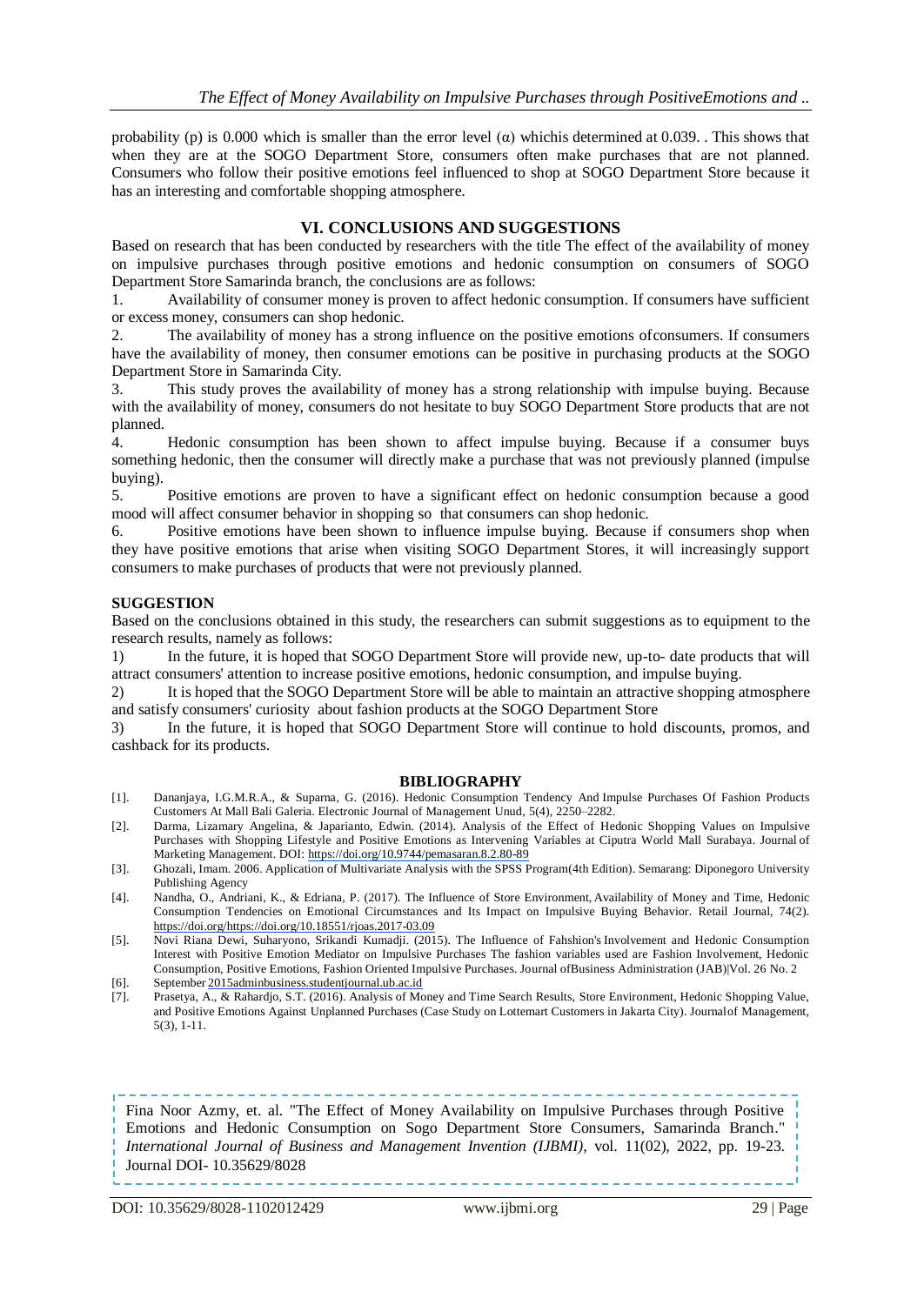probability (p) is 0.000 which is smaller than the error level (α) whichis determined at 0.039. . This shows that when they are at the SOGO Department Store, consumers often make purchases that are not planned. Consumers who follow their positive emotions feel influenced to shop at SOGO Department Store because it has an interesting and comfortable shopping atmosphere.

## VI. CONCLUSIONS AND SUGGESTIONS

Based on research that has been conducted by researchers with the title The effect of the availability of money on impulsive purchases through positive emotions and hedonic consumption on consumers of SOGO Department Store Samarinda branch, the conclusions are as follows:

1. Availability of consumer money is proven to affect hedonic consumption. If consumers have sufficient or excess money, consumers can shop hedonic.
2. The availability of money has a strong influence on the positive emotions ofconsumers. If consumers have the availability of money, then consumer emotions can be positive in purchasing products at the SOGO Department Store in Samarinda City.
3. This study proves the availability of money has a strong relationship with impulse buying. Because with the availability of money, consumers do not hesitate to buy SOGO Department Store products that are not planned.
4. Hedonic consumption has been shown to affect impulse buying. Because if a consumer buys something hedonic, then the consumer will directly make a purchase that was not previously planned (impulse buying).
5. Positive emotions are proven to have a significant effect on hedonic consumption because a good mood will affect consumer behavior in shopping so that consumers can shop hedonic.
6. Positive emotions have been shown to influence impulse buying. Because if consumers shop when they have positive emotions that arise when visiting SOGO Department Stores, it will increasingly support consumers to make purchases of products that were not previously planned.

### SUGGESTION

Based on the conclusions obtained in this study, the researchers can submit suggestions as to equipment to the research results, namely as follows:

1) In the future, it is hoped that SOGO Department Store will provide new, up-to- date products that will attract consumers' attention to increase positive emotions, hedonic consumption, and impulse buying.

2) It is hoped that the SOGO Department Store will be able to maintain an attractive shopping atmosphere and satisfy consumers' curiosity about fashion products at the SOGO Department Store

3) In the future, it is hoped that SOGO Department Store will continue to hold discounts, promos, and cashback for its products.

## BIBLIOGRAPHY

[1]. Dananjaya, I.G.M.R.A., & Suparna, G. (2016). Hedonic Consumption Tendency And Impulse Purchases Of Fashion Products Customers At Mall Bali Galeria. Electronic Journal of Management Unud, 5(4), 2250–2282.

[2]. Darma, Lizamary Angelina, & Japarianto, Edwin. (2014). Analysis of the Effect of Hedonic Shopping Values on Impulsive Purchases with Shopping Lifestyle and Positive Emotions as Intervening Variables at Ciputra World Mall Surabaya. Journal of Marketing Management. DOI: https://doi.org/10.9744/pemasaran.8.2.80-89

[3]. Ghozali, Imam. 2006. Application of Multivariate Analysis with the SPSS Program(4th Edition). Semarang: Diponegoro University Publishing Agency

[4]. Nandha, O., Andriani, K., & Edriana, P. (2017). The Influence of Store Environment, Availability of Money and Time, Hedonic Consumption Tendencies on Emotional Circumstances and Its Impact on Impulsive Buying Behavior. Retail Journal, 74(2). https://doi.org/https://doi.org/10.18551/rjoas.2017-03.09

[5]. Novi Riana Dewi, Suharyono, Srikandi Kumadji. (2015). The Influence of Fahshion's Involvement and Hedonic Consumption Interest with Positive Emotion Mediator on Impulsive Purchases The fashion variables used are Fashion Involvement, Hedonic Consumption, Positive Emotions, Fashion Oriented Impulsive Purchases. Journal ofBusiness Administration (JAB)|Vol. 26 No. 2

[6]. September 2015adminbusiness.studentjournal.ub.ac.id

[7]. Prasetya, A., & Rahardjo, S.T. (2016). Analysis of Money and Time Search Results, Store Environment, Hedonic Shopping Value, and Positive Emotions Against Unplanned Purchases (Case Study on Lottemart Customers in Jakarta City). Journalof Management, 5(3), 1-11.

Fina Noor Azmy, et. al. "The Effect of Money Availability on Impulsive Purchases through Positive Emotions and Hedonic Consumption on Sogo Department Store Consumers, Samarinda Branch." *International Journal of Business and Management Invention (IJBMI)*, vol. 11(02), 2022, pp. 19-23. Journal DOI- 10.35629/8028